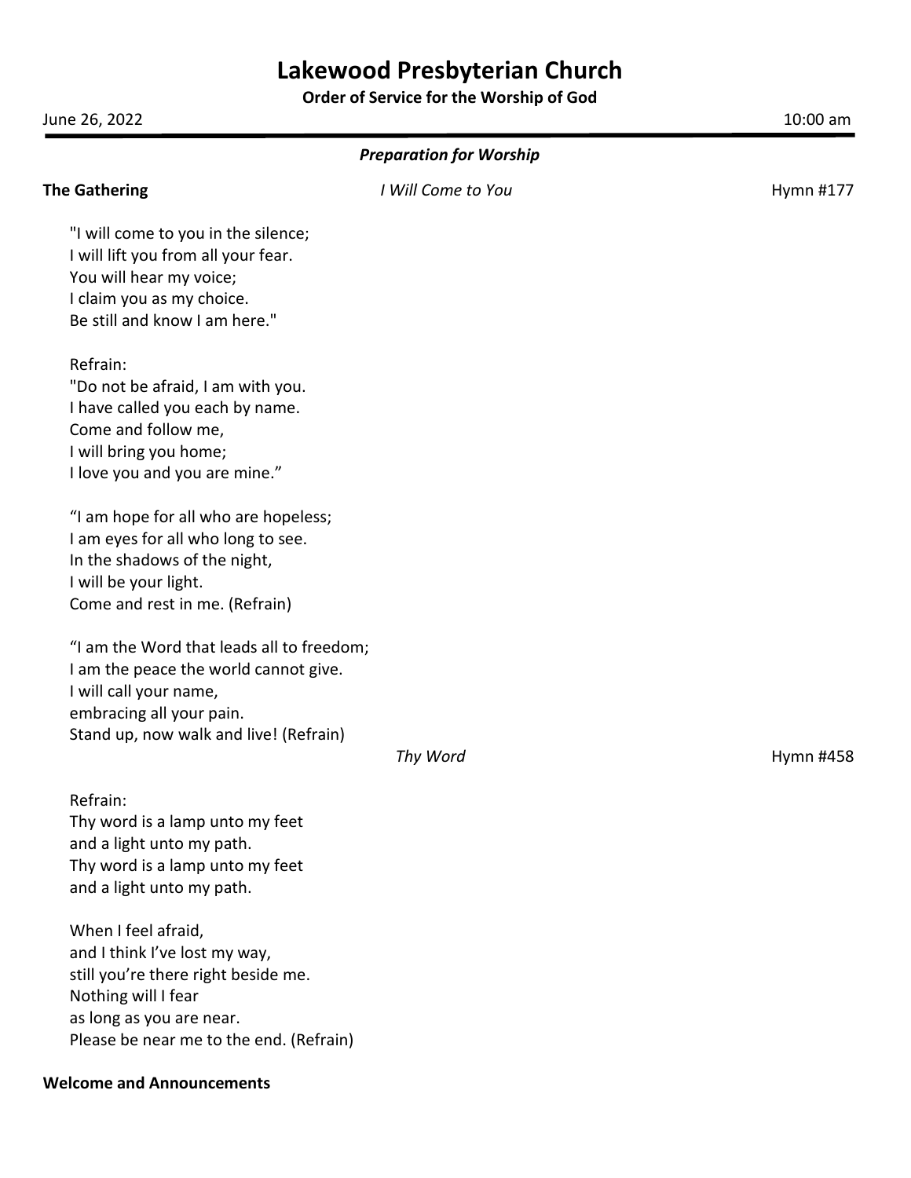# Lakewood Presbyterian Church

**Order of Service for the Worship of God**

June 26, 2022 10:00 am

---

***Preparation for Worship***

**The Gathering** *I Will Come to You* Hymn #177

"I will come to you in the silence;
I will lift you from all your fear.
You will hear my voice;
I claim you as my choice.
Be still and know I am here."

Refrain:
"Do not be afraid, I am with you.
I have called you each by name.
Come and follow me,
I will bring you home;
I love you and you are mine."

"I am hope for all who are hopeless;
I am eyes for all who long to see.
In the shadows of the night,
I will be your light.
Come and rest in me. (Refrain)

"I am the Word that leads all to freedom;
I am the peace the world cannot give.
I will call your name,
embracing all your pain.
Stand up, now walk and live! (Refrain)

*Thy Word* Hymn #458

Refrain:
Thy word is a lamp unto my feet
and a light unto my path.
Thy word is a lamp unto my feet
and a light unto my path.

When I feel afraid,
and I think I've lost my way,
still you're there right beside me.
Nothing will I fear
as long as you are near.
Please be near me to the end. (Refrain)

**Welcome and Announcements**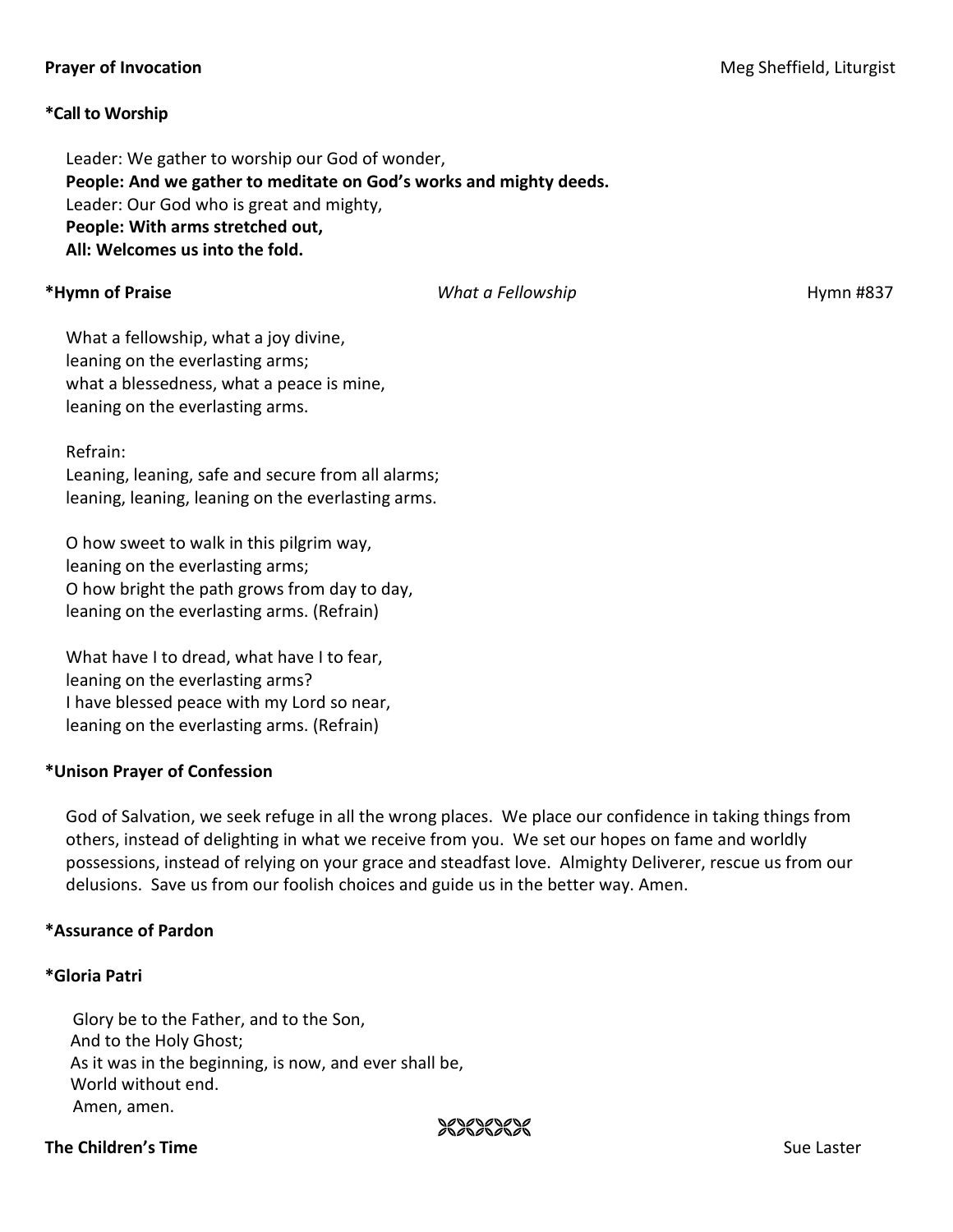**Prayer of Invocation** Meg Sheffield, Liturgist

**\*Call to Worship**

Leader: We gather to worship our God of wonder,
**People: And we gather to meditate on God's works and mighty deeds.**
Leader: Our God who is great and mighty,
**People: With arms stretched out,**
**All: Welcomes us into the fold.**

**\*Hymn of Praise** *What a Fellowship* Hymn #837

What a fellowship, what a joy divine,
leaning on the everlasting arms;
what a blessedness, what a peace is mine,
leaning on the everlasting arms.

Refrain:
Leaning, leaning, safe and secure from all alarms;
leaning, leaning, leaning on the everlasting arms.

O how sweet to walk in this pilgrim way,
leaning on the everlasting arms;
O how bright the path grows from day to day,
leaning on the everlasting arms. (Refrain)

What have I to dread, what have I to fear,
leaning on the everlasting arms?
I have blessed peace with my Lord so near,
leaning on the everlasting arms. (Refrain)

**\*Unison Prayer of Confession**

God of Salvation, we seek refuge in all the wrong places. We place our confidence in taking things from others, instead of delighting in what we receive from you. We set our hopes on fame and worldly possessions, instead of relying on your grace and steadfast love. Almighty Deliverer, rescue us from our delusions. Save us from our foolish choices and guide us in the better way. Amen.

**\*Assurance of Pardon**

**\*Gloria Patri**

Glory be to the Father, and to the Son,
And to the Holy Ghost;
As it was in the beginning, is now, and ever shall be,
World without end.
Amen, amen.

**The Children's Time** Sue Laster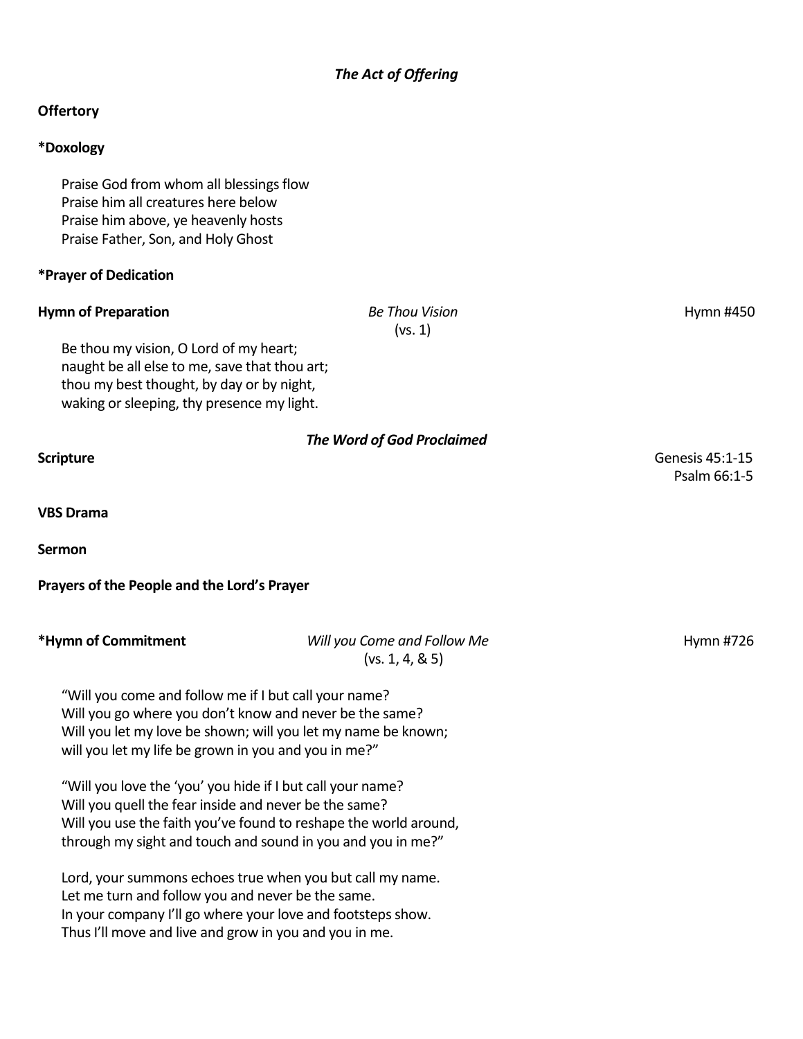### *The Act of Offering*

**Offertory**

**\*Doxology**

Praise God from whom all blessings flow
Praise him all creatures here below
Praise him above, ye heavenly hosts
Praise Father, Son, and Holy Ghost

**\*Prayer of Dedication**

**Hymn of Preparation** — *Be Thou Vision* (vs. 1) — Hymn #450

Be thou my vision, O Lord of my heart;
naught be all else to me, save that thou art;
thou my best thought, by day or by night,
waking or sleeping, thy presence my light.

### *The Word of God Proclaimed*

**Scripture** — Genesis 45:1-15; Psalm 66:1-5

**VBS Drama**

**Sermon**

**Prayers of the People and the Lord's Prayer**

**\*Hymn of Commitment** — *Will you Come and Follow Me* (vs. 1, 4, & 5) — Hymn #726

"Will you come and follow me if I but call your name?
Will you go where you don't know and never be the same?
Will you let my love be shown; will you let my name be known;
will you let my life be grown in you and you in me?"

"Will you love the 'you' you hide if I but call your name?
Will you quell the fear inside and never be the same?
Will you use the faith you've found to reshape the world around,
through my sight and touch and sound in you and you in me?"

Lord, your summons echoes true when you but call my name.
Let me turn and follow you and never be the same.
In your company I'll go where your love and footsteps show.
Thus I'll move and live and grow in you and you in me.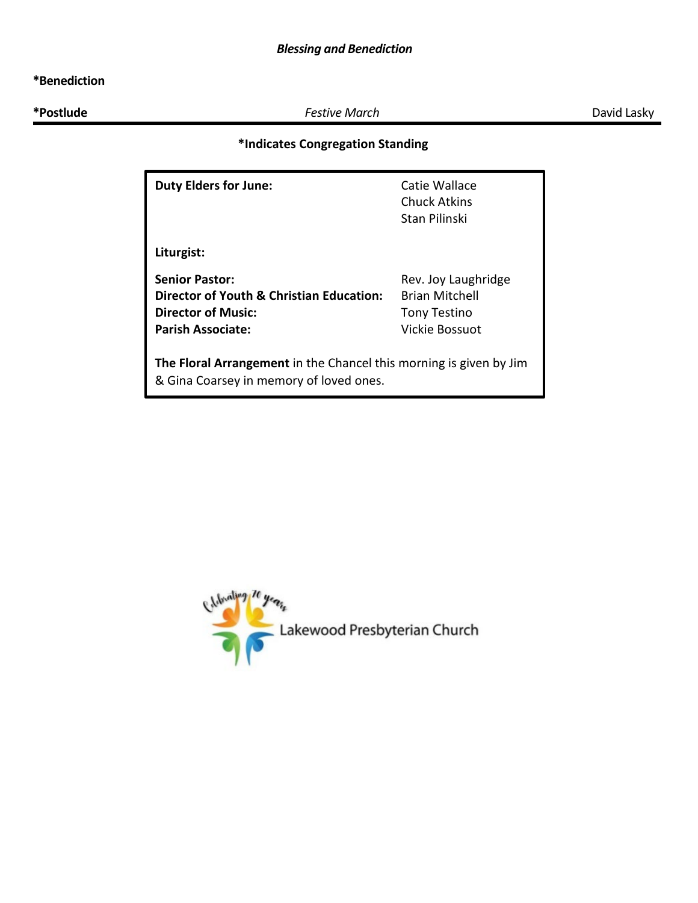***Blessing and Benediction***

**\*Benediction**

**\*Postlude** — *Festive March* — David Lasky

---

**\*Indicates Congregation Standing**

| | |
|---|---|
| **Duty Elders for June:** | Catie Wallace<br>Chuck Atkins<br>Stan Pilinski |
| **Liturgist:** | |
| **Senior Pastor:** | Rev. Joy Laughridge |
| **Director of Youth & Christian Education:** | Brian Mitchell |
| **Director of Music:** | Tony Testino |
| **Parish Associate:** | Vickie Bossuot |

**The Floral Arrangement** in the Chancel this morning is given by Jim & Gina Coarsey in memory of loved ones.

Celebrating 70 years

Lakewood Presbyterian Church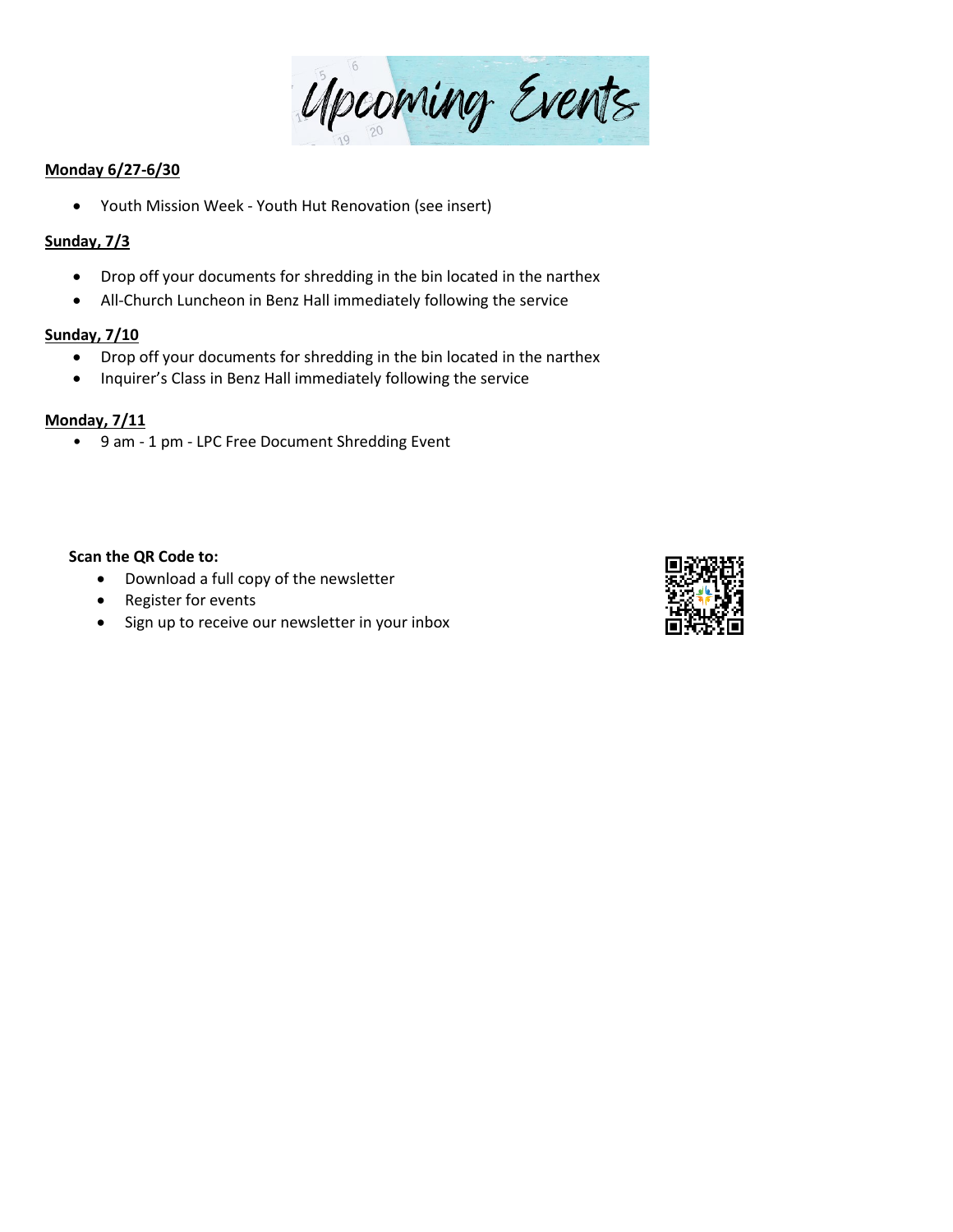# Upcoming Events

**Monday 6/27-6/30**

- Youth Mission Week - Youth Hut Renovation (see insert)

**Sunday, 7/3**

- Drop off your documents for shredding in the bin located in the narthex
- All-Church Luncheon in Benz Hall immediately following the service

**Sunday, 7/10**

- Drop off your documents for shredding in the bin located in the narthex
- Inquirer's Class in Benz Hall immediately following the service

**Monday, 7/11**

- 9 am - 1 pm - LPC Free Document Shredding Event

**Scan the QR Code to:**

- Download a full copy of the newsletter
- Register for events
- Sign up to receive our newsletter in your inbox